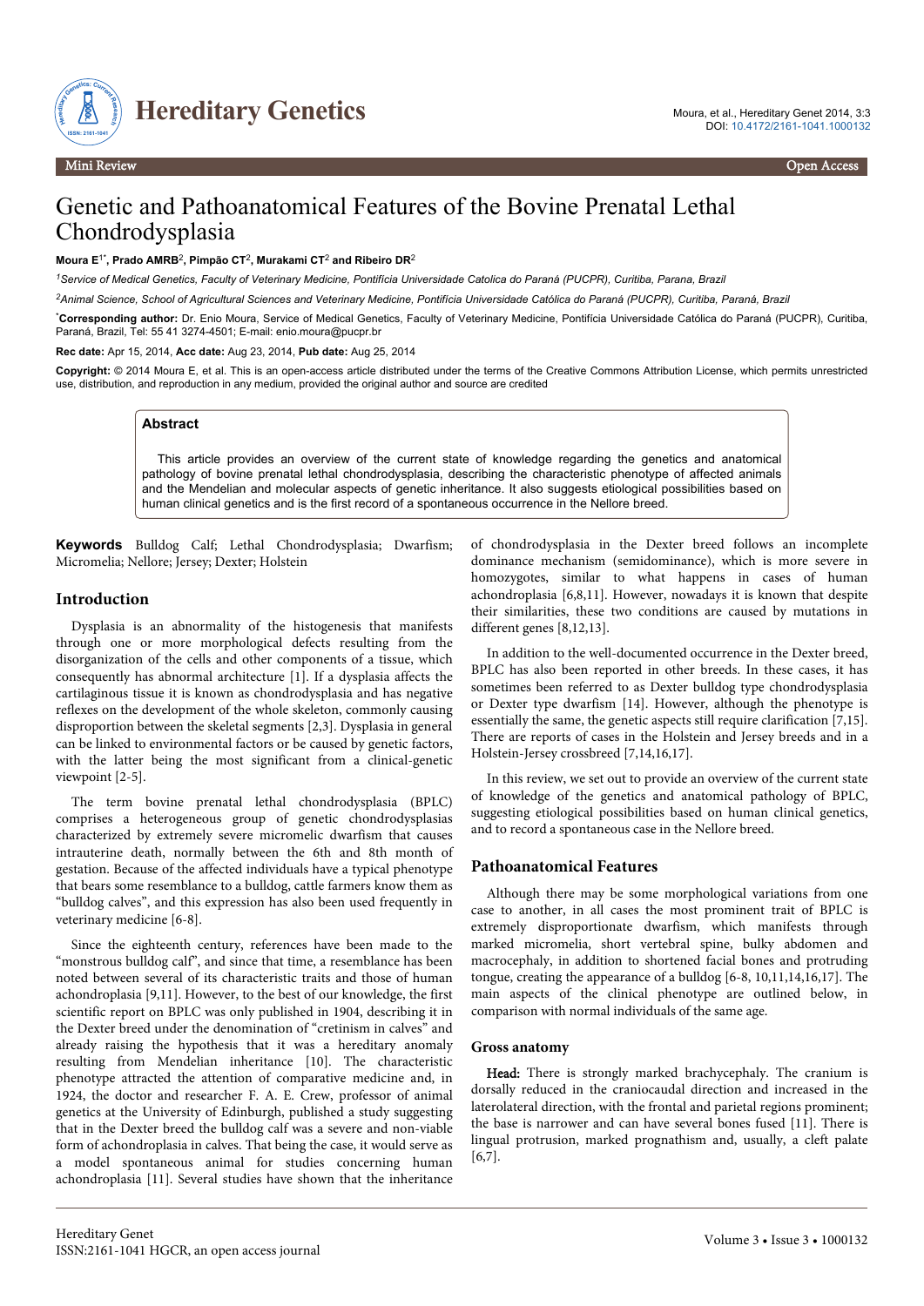Mini Review | Open Access

# Genetic and Pathoanatomical Features of the Bovine Prenatal Lethal Chondrodysplasia

**Moura E[1*], Prado AMRB[2], Pimpão CT[2], Murakami CT[2] and Ribeiro DR[2]**

[1]*Service of Medical Genetics, Faculty of Veterinary Medicine, Pontifícia Universidade Catolica do Paraná (PUCPR), Curitiba, Parana, Brazil*

[2]*Animal Science, School of Agricultural Sciences and Veterinary Medicine, Pontifícia Universidade Católica do Paraná (PUCPR), Curitiba, Paraná, Brazil*

[*]**Corresponding author:** Dr. Enio Moura, Service of Medical Genetics, Faculty of Veterinary Medicine, Pontifícia Universidade Católica do Paraná (PUCPR), Curitiba, Paraná, Brazil, Tel: 55 41 3274-4501; E-mail: enio.moura@pucpr.br

**Rec date:** Apr 15, 2014, **Acc date:** Aug 23, 2014, **Pub date:** Aug 25, 2014

**Copyright:** © 2014 Moura E, et al. This is an open-access article distributed under the terms of the Creative Commons Attribution License, which permits unrestricted use, distribution, and reproduction in any medium, provided the original author and source are credited

## Abstract

This article provides an overview of the current state of knowledge regarding the genetics and anatomical pathology of bovine prenatal lethal chondrodysplasia, describing the characteristic phenotype of affected animals and the Mendelian and molecular aspects of genetic inheritance. It also suggests etiological possibilities based on human clinical genetics and is the first record of a spontaneous occurrence in the Nellore breed.

**Keywords** Bulldog Calf; Lethal Chondrodysplasia; Dwarfism; Micromelia; Nellore; Jersey; Dexter; Holstein

## Introduction

Dysplasia is an abnormality of the histogenesis that manifests through one or more morphological defects resulting from the disorganization of the cells and other components of a tissue, which consequently has abnormal architecture [1]. If a dysplasia affects the cartilaginous tissue it is known as chondrodysplasia and has negative reflexes on the development of the whole skeleton, commonly causing disproportion between the skeletal segments [2,3]. Dysplasia in general can be linked to environmental factors or be caused by genetic factors, with the latter being the most significant from a clinical-genetic viewpoint [2-5].

The term bovine prenatal lethal chondrodysplasia (BPLC) comprises a heterogeneous group of genetic chondrodysplasias characterized by extremely severe micromelic dwarfism that causes intrauterine death, normally between the 6th and 8th month of gestation. Because of the affected individuals have a typical phenotype that bears some resemblance to a bulldog, cattle farmers know them as "bulldog calves", and this expression has also been used frequently in veterinary medicine [6-8].

Since the eighteenth century, references have been made to the "monstrous bulldog calf", and since that time, a resemblance has been noted between several of its characteristic traits and those of human achondroplasia [9,11]. However, to the best of our knowledge, the first scientific report on BPLC was only published in 1904, describing it in the Dexter breed under the denomination of "cretinism in calves" and already raising the hypothesis that it was a hereditary anomaly resulting from Mendelian inheritance [10]. The characteristic phenotype attracted the attention of comparative medicine and, in 1924, the doctor and researcher F. A. E. Crew, professor of animal genetics at the University of Edinburgh, published a study suggesting that in the Dexter breed the bulldog calf was a severe and non-viable form of achondroplasia in calves. That being the case, it would serve as a model spontaneous animal for studies concerning human achondroplasia [11]. Several studies have shown that the inheritance of chondrodysplasia in the Dexter breed follows an incomplete dominance mechanism (semidominance), which is more severe in homozygotes, similar to what happens in cases of human achondroplasia [6,8,11]. However, nowadays it is known that despite their similarities, these two conditions are caused by mutations in different genes [8,12,13].

In addition to the well-documented occurrence in the Dexter breed, BPLC has also been reported in other breeds. In these cases, it has sometimes been referred to as Dexter bulldog type chondrodysplasia or Dexter type dwarfism [14]. However, although the phenotype is essentially the same, the genetic aspects still require clarification [7,15]. There are reports of cases in the Holstein and Jersey breeds and in a Holstein-Jersey crossbreed [7,14,16,17].

In this review, we set out to provide an overview of the current state of knowledge of the genetics and anatomical pathology of BPLC, suggesting etiological possibilities based on human clinical genetics, and to record a spontaneous case in the Nellore breed.

## Pathoanatomical Features

Although there may be some morphological variations from one case to another, in all cases the most prominent trait of BPLC is extremely disproportionate dwarfism, which manifests through marked micromelia, short vertebral spine, bulky abdomen and macrocephaly, in addition to shortened facial bones and protruding tongue, creating the appearance of a bulldog [6-8, 10,11,14,16,17]. The main aspects of the clinical phenotype are outlined below, in comparison with normal individuals of the same age.

### Gross anatomy

**Head:** There is strongly marked brachycephaly. The cranium is dorsally reduced in the craniocaudal direction and increased in the laterolateral direction, with the frontal and parietal regions prominent; the base is narrower and can have several bones fused [11]. There is lingual protrusion, marked prognathism and, usually, a cleft palate [6,7].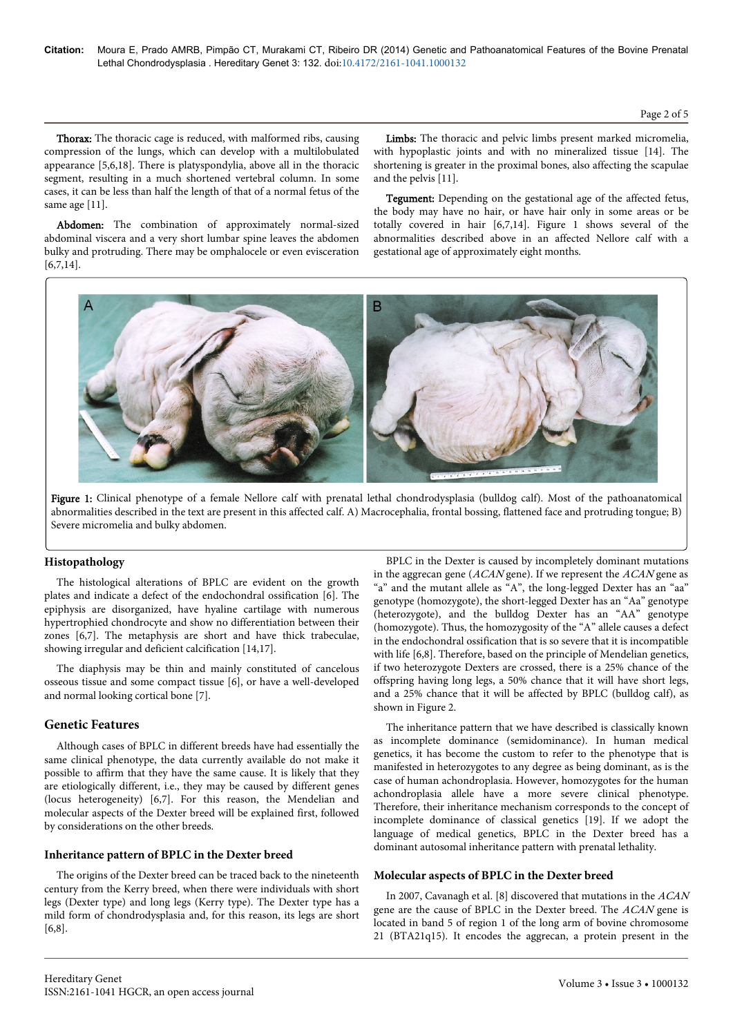**Thorax:** The thoracic cage is reduced, with malformed ribs, causing compression of the lungs, which can develop with a multilobulated appearance [5,6,18]. There is platyspondylia, above all in the thoracic segment, resulting in a much shortened vertebral column. In some cases, it can be less than half the length of that of a normal fetus of the same age [11].

**Abdomen:** The combination of approximately normal-sized abdominal viscera and a very short lumbar spine leaves the abdomen bulky and protruding. There may be omphalocele or even evisceration [6,7,14].

**Limbs:** The thoracic and pelvic limbs present marked micromelia, with hypoplastic joints and with no mineralized tissue [14]. The shortening is greater in the proximal bones, also affecting the scapulae and the pelvis [11].

**Tegument:** Depending on the gestational age of the affected fetus, the body may have no hair, or have hair only in some areas or be totally covered in hair [6,7,14]. Figure 1 shows several of the abnormalities described above in an affected Nellore calf with a gestational age of approximately eight months.

A

B

**Figure 1:** Clinical phenotype of a female Nellore calf with prenatal lethal chondrodysplasia (bulldog calf). Most of the pathoanatomical abnormalities described in the text are present in this affected calf. A) Macrocephalia, frontal bossing, flattened face and protruding tongue; B) Severe micromelia and bulky abdomen.

## Histopathology

The histological alterations of BPLC are evident on the growth plates and indicate a defect of the endochondral ossification [6]. The epiphysis are disorganized, have hyaline cartilage with numerous hypertrophied chondrocyte and show no differentiation between their zones [6,7]. The metaphysis are short and have thick trabeculae, showing irregular and deficient calcification [14,17].

The diaphysis may be thin and mainly constituted of cancelous osseous tissue and some compact tissue [6], or have a well-developed and normal looking cortical bone [7].

## Genetic Features

Although cases of BPLC in different breeds have had essentially the same clinical phenotype, the data currently available do not make it possible to affirm that they have the same cause. It is likely that they are etiologically different, i.e., they may be caused by different genes (locus heterogeneity) [6,7]. For this reason, the Mendelian and molecular aspects of the Dexter breed will be explained first, followed by considerations on the other breeds.

### Inheritance pattern of BPLC in the Dexter breed

The origins of the Dexter breed can be traced back to the nineteenth century from the Kerry breed, when there were individuals with short legs (Dexter type) and long legs (Kerry type). The Dexter type has a mild form of chondrodysplasia and, for this reason, its legs are short [6,8].

BPLC in the Dexter is caused by incompletely dominant mutations in the aggrecan gene (*ACAN* gene). If we represent the *ACAN* gene as "a" and the mutant allele as "A", the long-legged Dexter has an "aa" genotype (homozygote), the short-legged Dexter has an "Aa" genotype (heterozygote), and the bulldog Dexter has an "AA" genotype (homozygote). Thus, the homozygosity of the "A" allele causes a defect in the endochondral ossification that is so severe that it is incompatible with life [6,8]. Therefore, based on the principle of Mendelian genetics, if two heterozygote Dexters are crossed, there is a 25% chance of the offspring having long legs, a 50% chance that it will have short legs, and a 25% chance that it will be affected by BPLC (bulldog calf), as shown in Figure 2.

The inheritance pattern that we have described is classically known as incomplete dominance (semidominance). In human medical genetics, it has become the custom to refer to the phenotype that is manifested in heterozygotes to any degree as being dominant, as is the case of human achondroplasia. However, homozygotes for the human achondroplasia allele have a more severe clinical phenotype. Therefore, their inheritance mechanism corresponds to the concept of incomplete dominance of classical genetics [19]. If we adopt the language of medical genetics, BPLC in the Dexter breed has a dominant autosomal inheritance pattern with prenatal lethality.

### Molecular aspects of BPLC in the Dexter breed

In 2007, Cavanagh et al. [8] discovered that mutations in the *ACAN* gene are the cause of BPLC in the Dexter breed. The *ACAN* gene is located in band 5 of region 1 of the long arm of bovine chromosome 21 (BTA21q15). It encodes the aggrecan, a protein present in the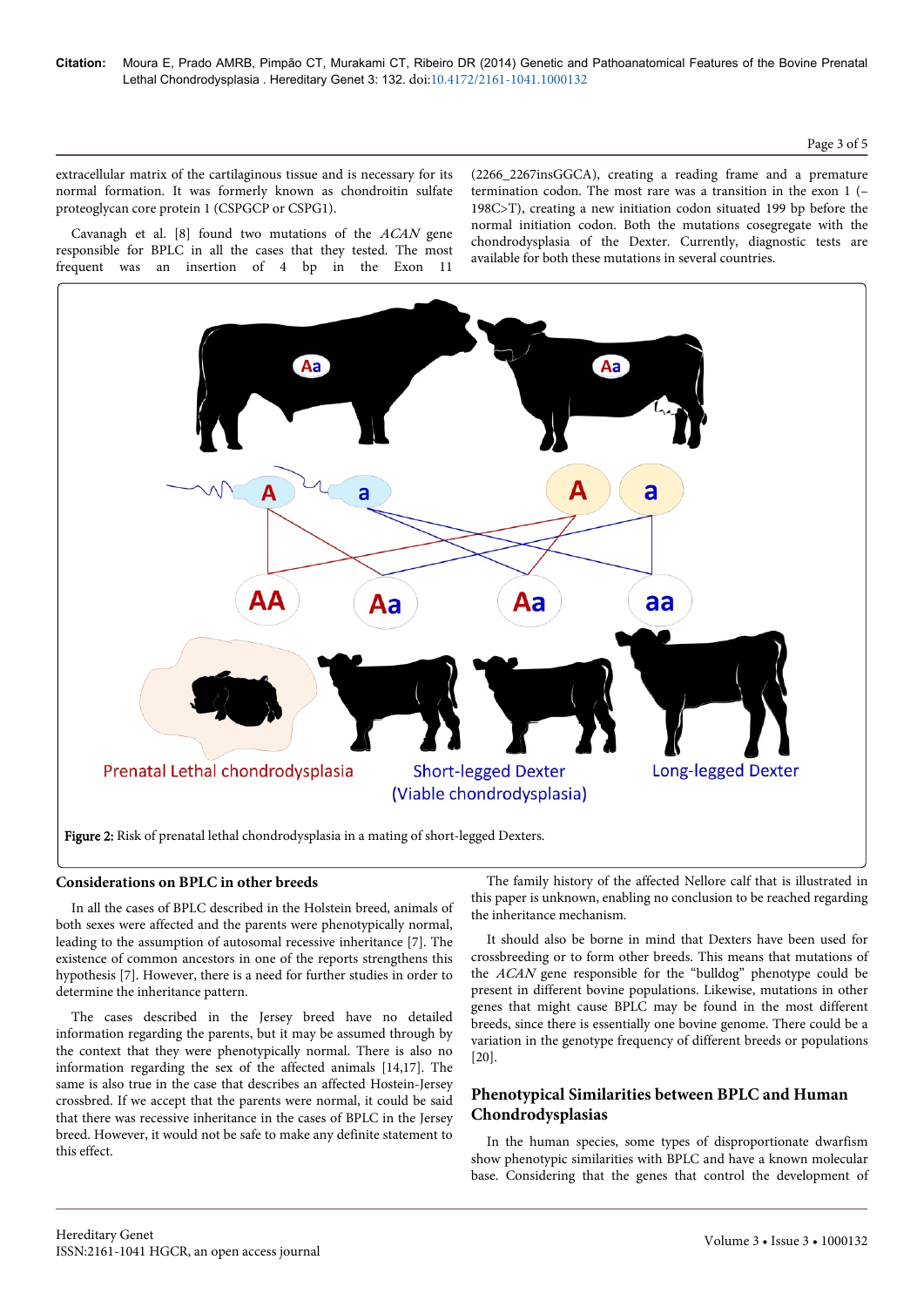extracellular matrix of the cartilaginous tissue and is necessary for its normal formation. It was formerly known as chondroitin sulfate proteoglycan core protein 1 (CSPGCP or CSPG1).

Cavanagh et al. [8] found two mutations of the *ACAN* gene responsible for BPLC in all the cases that they tested. The most frequent was an insertion of 4 bp in the Exon 11 (2266_2267insGGCA), creating a reading frame and a premature termination codon. The most rare was a transition in the exon 1 (−198C>T), creating a new initiation codon situated 199 bp before the normal initiation codon. Both the mutations cosegregate with the chondrodysplasia of the Dexter. Currently, diagnostic tests are available for both these mutations in several countries.

Aa
Aa
A
a
A
a
AA
Aa
Aa
aa
Prenatal Lethal chondrodysplasia
Short-legged Dexter
(Viable chondrodysplasia)
Long-legged Dexter

**Figure 2:** Risk of prenatal lethal chondrodysplasia in a mating of short-legged Dexters.

### Considerations on BPLC in other breeds

In all the cases of BPLC described in the Holstein breed, animals of both sexes were affected and the parents were phenotypically normal, leading to the assumption of autosomal recessive inheritance [7]. The existence of common ancestors in one of the reports strengthens this hypothesis [7]. However, there is a need for further studies in order to determine the inheritance pattern.

The cases described in the Jersey breed have no detailed information regarding the parents, but it may be assumed through by the context that they were phenotypically normal. There is also no information regarding the sex of the affected animals [14,17]. The same is also true in the case that describes an affected Hostein-Jersey crossbred. If we accept that the parents were normal, it could be said that there was recessive inheritance in the cases of BPLC in the Jersey breed. However, it would not be safe to make any definite statement to this effect.

The family history of the affected Nellore calf that is illustrated in this paper is unknown, enabling no conclusion to be reached regarding the inheritance mechanism.

It should also be borne in mind that Dexters have been used for crossbreeding or to form other breeds. This means that mutations of the *ACAN* gene responsible for the "bulldog" phenotype could be present in different bovine populations. Likewise, mutations in other genes that might cause BPLC may be found in the most different breeds, since there is essentially one bovine genome. There could be a variation in the genotype frequency of different breeds or populations [20].

## Phenotypical Similarities between BPLC and Human Chondrodysplasias

In the human species, some types of disproportionate dwarfism show phenotypic similarities with BPLC and have a known molecular base. Considering that the genes that control the development of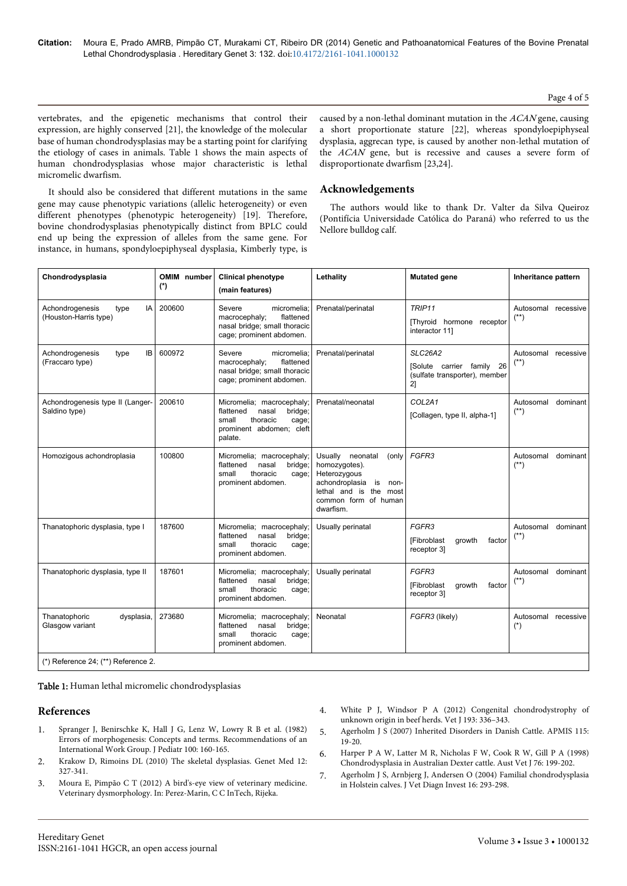vertebrates, and the epigenetic mechanisms that control their expression, are highly conserved [21], the knowledge of the molecular base of human chondrodysplasias may be a starting point for clarifying the etiology of cases in animals. Table 1 shows the main aspects of human chondrodysplasias whose major characteristic is lethal micromelic dwarfism.

It should also be considered that different mutations in the same gene may cause phenotypic variations (allelic heterogeneity) or even different phenotypes (phenotypic heterogeneity) [19]. Therefore, bovine chondrodysplasias phenotypically distinct from BPLC could end up being the expression of alleles from the same gene. For instance, in humans, spondyloepiphyseal dysplasia, Kimberly type, is caused by a non-lethal dominant mutation in the *ACAN* gene, causing a short proportionate stature [22], whereas spondyloepiphyseal dysplasia, aggrecan type, is caused by another non-lethal mutation of the *ACAN* gene, but is recessive and causes a severe form of disproportionate dwarfism [23,24].

## Acknowledgements

The authors would like to thank Dr. Valter da Silva Queiroz (Pontifícia Universidade Católica do Paraná) who referred to us the Nellore bulldog calf.

| Chondrodysplasia | OMIM number (*) | Clinical phenotype (main features) | Lethality | Mutated gene | Inheritance pattern |
|---|---|---|---|---|---|
| Achondrogenesis type IA (Houston-Harris type) | 200600 | Severe micromelia; macrocephaly; flattened nasal bridge; small thoracic cage; prominent abdomen. | Prenatal/perinatal | *TRIP11* [Thyroid hormone receptor interactor 11] | Autosomal recessive (**) |
| Achondrogenesis type IB (Fraccaro type) | 600972 | Severe micromelia; macrocephaly; flattened nasal bridge; small thoracic cage; prominent abdomen. | Prenatal/perinatal | *SLC26A2* [Solute carrier family 26 (sulfate transporter), member 2] | Autosomal recessive (**) |
| Achondrogenesis type II (Langer-Saldino type) | 200610 | Micromelia; macrocephaly; flattened nasal bridge; small thoracic cage; prominent abdomen; cleft palate. | Prenatal/neonatal | *COL2A1* [Collagen, type II, alpha-1] | Autosomal dominant (**) |
| Homozigous achondroplasia | 100800 | Micromelia; macrocephaly; flattened nasal bridge; small thoracic cage; prominent abdomen. | Usually neonatal (only homozygotes). Heterozygous achondroplasia is non-lethal and is the most common form of human dwarfism. | *FGFR3* | Autosomal dominant (**) |
| Thanatophoric dysplasia, type I | 187600 | Micromelia; macrocephaly; flattened nasal bridge; small thoracic cage; prominent abdomen. | Usually perinatal | *FGFR3* [Fibroblast growth factor receptor 3] | Autosomal dominant (**) |
| Thanatophoric dysplasia, type II | 187601 | Micromelia; macrocephaly; flattened nasal bridge; small thoracic cage; prominent abdomen. | Usually perinatal | *FGFR3* [Fibroblast growth factor receptor 3] | Autosomal dominant (**) |
| Thanatophoric dysplasia, Glasgow variant | 273680 | Micromelia; macrocephaly; flattened nasal bridge; small thoracic cage; prominent abdomen. | Neonatal | *FGFR3* (likely) | Autosomal recessive (*) |
| (*) Reference 24; (**) Reference 2. | | | | | |

**Table 1:** Human lethal micromelic chondrodysplasias

## References

1. Spranger J, Benirschke K, Hall J G, Lenz W, Lowry R B et al. (1982) Errors of morphogenesis: Concepts and terms. Recommendations of an International Work Group. J Pediatr 100: 160-165.
2. Krakow D, Rimoins DL (2010) The skeletal dysplasias. Genet Med 12: 327-341.
3. Moura E, Pimpão C T (2012) A bird's-eye view of veterinary medicine. Veterinary dysmorphology. In: Perez-Marin, C C InTech, Rijeka.
4. White P J, Windsor P A (2012) Congenital chondrodystrophy of unknown origin in beef herds. Vet J 193: 336–343.
5. Agerholm J S (2007) Inherited Disorders in Danish Cattle. APMIS 115: 19-20.
6. Harper P A W, Latter M R, Nicholas F W, Cook R W, Gill P A (1998) Chondrodysplasia in Australian Dexter cattle. Aust Vet J 76: 199-202.
7. Agerholm J S, Arnbjerg J, Andersen O (2004) Familial chondrodysplasia in Holstein calves. J Vet Diagn Invest 16: 293-298.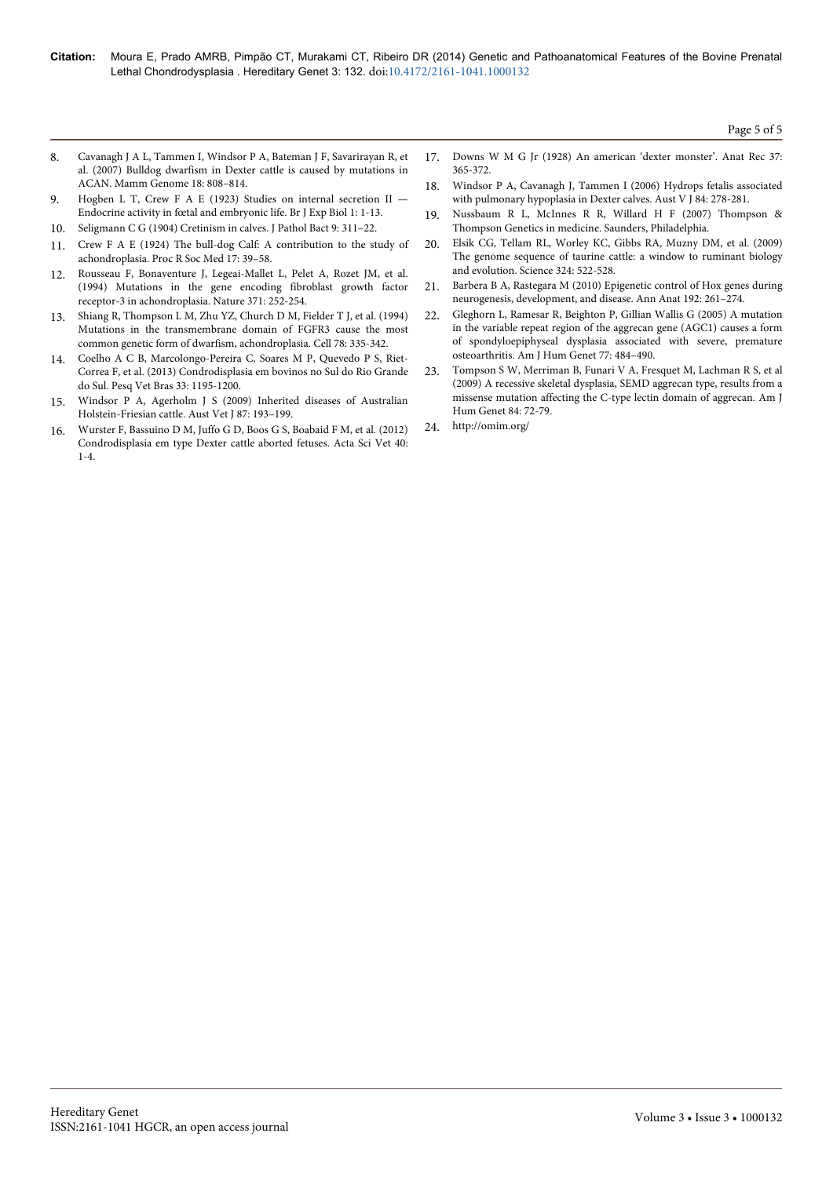8. Cavanagh J A L, Tammen I, Windsor P A, Bateman J F, Savarirayan R, et al. (2007) Bulldog dwarfism in Dexter cattle is caused by mutations in ACAN. Mamm Genome 18: 808–814.
9. Hogben L T, Crew F A E (1923) Studies on internal secretion II — Endocrine activity in fœtal and embryonic life. Br J Exp Biol 1: 1-13.
10. Seligmann C G (1904) Cretinism in calves. J Pathol Bact 9: 311–22.
11. Crew F A E (1924) The bull-dog Calf: A contribution to the study of achondroplasia. Proc R Soc Med 17: 39–58.
12. Rousseau F, Bonaventure J, Legeai-Mallet L, Pelet A, Rozet JM, et al. (1994) Mutations in the gene encoding fibroblast growth factor receptor-3 in achondroplasia. Nature 371: 252-254.
13. Shiang R, Thompson L M, Zhu YZ, Church D M, Fielder T J, et al. (1994) Mutations in the transmembrane domain of FGFR3 cause the most common genetic form of dwarfism, achondroplasia. Cell 78: 335-342.
14. Coelho A C B, Marcolongo-Pereira C, Soares M P, Quevedo P S, Riet-Correa F, et al. (2013) Condrodisplasia em bovinos no Sul do Rio Grande do Sul. Pesq Vet Bras 33: 1195-1200.
15. Windsor P A, Agerholm J S (2009) Inherited diseases of Australian Holstein-Friesian cattle. Aust Vet J 87: 193–199.
16. Wurster F, Bassuino D M, Juffo G D, Boos G S, Boabaid F M, et al. (2012) Condrodisplasia em type Dexter cattle aborted fetuses. Acta Sci Vet 40: 1-4.
17. Downs W M G Jr (1928) An american 'dexter monster'. Anat Rec 37: 365-372.
18. Windsor P A, Cavanagh J, Tammen I (2006) Hydrops fetalis associated with pulmonary hypoplasia in Dexter calves. Aust V J 84: 278-281.
19. Nussbaum R L, McInnes R R, Willard H F (2007) Thompson & Thompson Genetics in medicine. Saunders, Philadelphia.
20. Elsik CG, Tellam RL, Worley KC, Gibbs RA, Muzny DM, et al. (2009) The genome sequence of taurine cattle: a window to ruminant biology and evolution. Science 324: 522-528.
21. Barbera B A, Rastegara M (2010) Epigenetic control of Hox genes during neurogenesis, development, and disease. Ann Anat 192: 261–274.
22. Gleghorn L, Ramesar R, Beighton P, Gillian Wallis G (2005) A mutation in the variable repeat region of the aggrecan gene (AGC1) causes a form of spondyloepiphyseal dysplasia associated with severe, premature osteoarthritis. Am J Hum Genet 77: 484–490.
23. Tompson S W, Merriman B, Funari V A, Fresquet M, Lachman R S, et al (2009) A recessive skeletal dysplasia, SEMD aggrecan type, results from a missense mutation affecting the C-type lectin domain of aggrecan. Am J Hum Genet 84: 72-79.
24. http://omim.org/